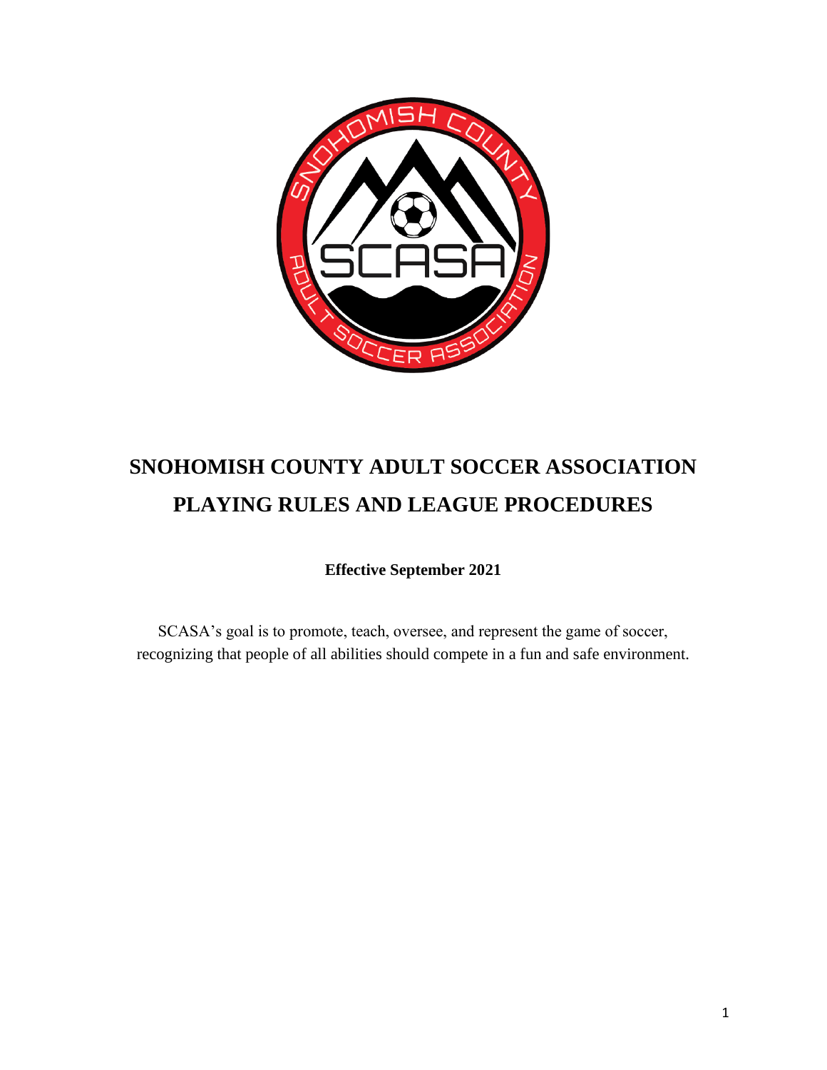# SNOHOMISH COUNTY ADULT SOCCER ASSOCIATION PLAYING RULES AND LEAGUE PROCEDURES

**Effective September 2021**

SCASA's goal is to promote, teach, oversee, and represent the game of soccer, recognizing that people of all abilities should compete in a fun and safe environment.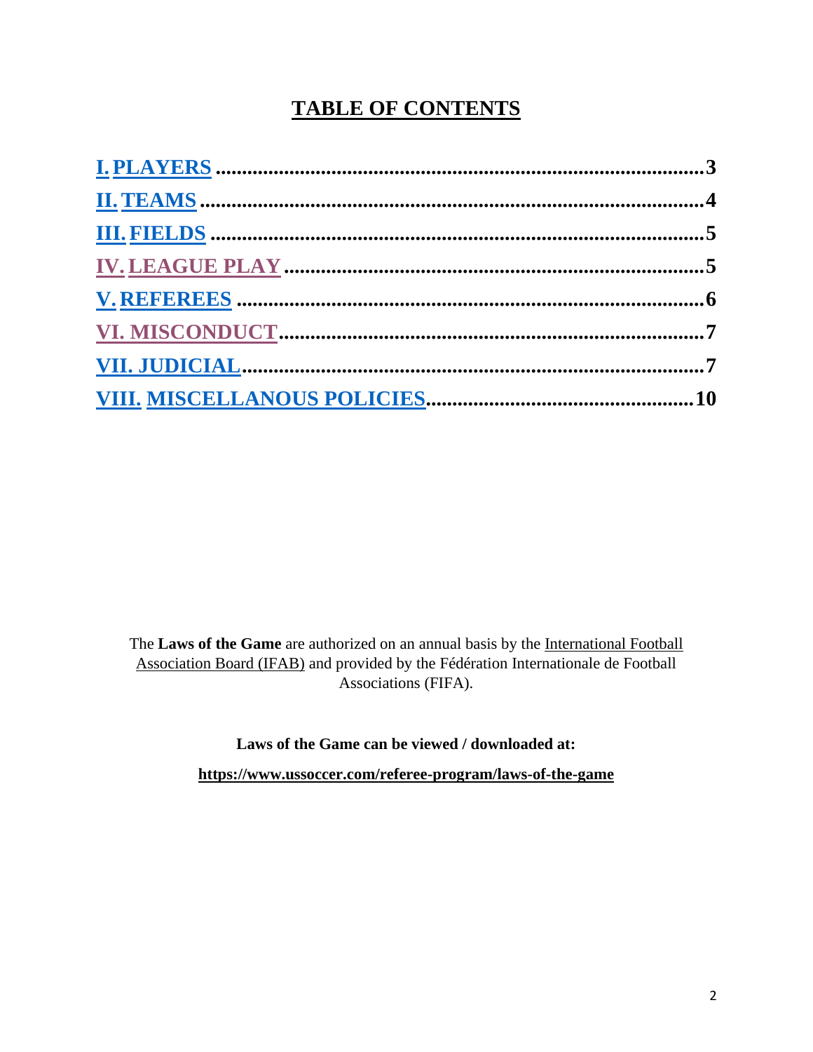# TABLE OF CONTENTS

| | |
|---|---|
| I. PLAYERS | 3 |
| II. TEAMS | 4 |
| III. FIELDS | 5 |
| IV. LEAGUE PLAY | 5 |
| V. REFEREES | 6 |
| VI. MISCONDUCT | 7 |
| VII. JUDICIAL | 7 |
| VIII. MISCELLANOUS POLICIES | 10 |

The **Laws of the Game** are authorized on an annual basis by the International Football Association Board (IFAB) and provided by the Fédération Internationale de Football Associations (FIFA).

**Laws of the Game can be viewed / downloaded at:**

**https://www.ussoccer.com/referee-program/laws-of-the-game**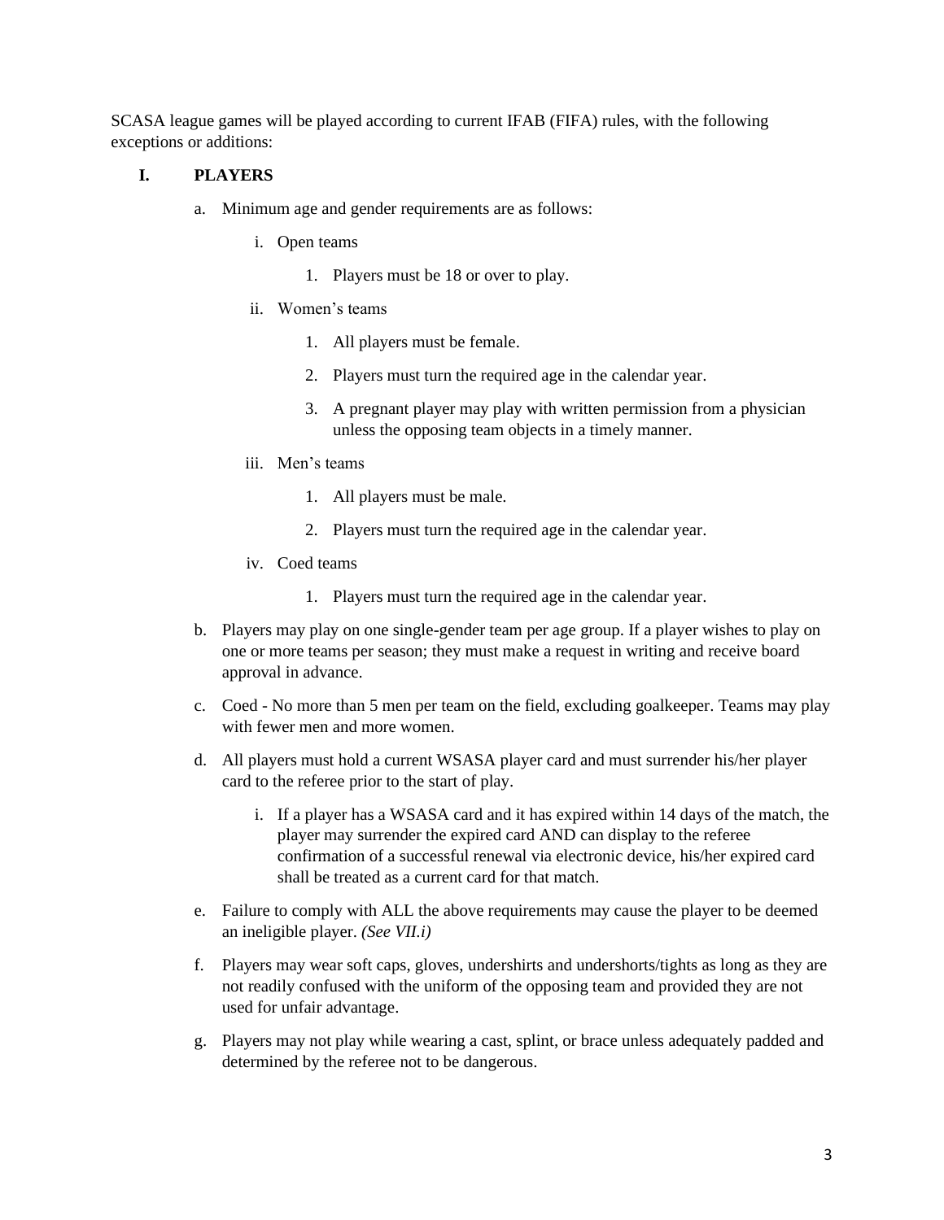SCASA league games will be played according to current IFAB (FIFA) rules, with the following exceptions or additions:

## I. PLAYERS

a. Minimum age and gender requirements are as follows:

   i. Open teams

      1. Players must be 18 or over to play.

   ii. Women's teams

      1. All players must be female.
      2. Players must turn the required age in the calendar year.
      3. A pregnant player may play with written permission from a physician unless the opposing team objects in a timely manner.

   iii. Men's teams

      1. All players must be male.
      2. Players must turn the required age in the calendar year.

   iv. Coed teams

      1. Players must turn the required age in the calendar year.

b. Players may play on one single-gender team per age group. If a player wishes to play on one or more teams per season; they must make a request in writing and receive board approval in advance.

c. Coed - No more than 5 men per team on the field, excluding goalkeeper. Teams may play with fewer men and more women.

d. All players must hold a current WSASA player card and must surrender his/her player card to the referee prior to the start of play.

   i. If a player has a WSASA card and it has expired within 14 days of the match, the player may surrender the expired card AND can display to the referee confirmation of a successful renewal via electronic device, his/her expired card shall be treated as a current card for that match.

e. Failure to comply with ALL the above requirements may cause the player to be deemed an ineligible player. *(See VII.i)*

f. Players may wear soft caps, gloves, undershirts and undershorts/tights as long as they are not readily confused with the uniform of the opposing team and provided they are not used for unfair advantage.

g. Players may not play while wearing a cast, splint, or brace unless adequately padded and determined by the referee not to be dangerous.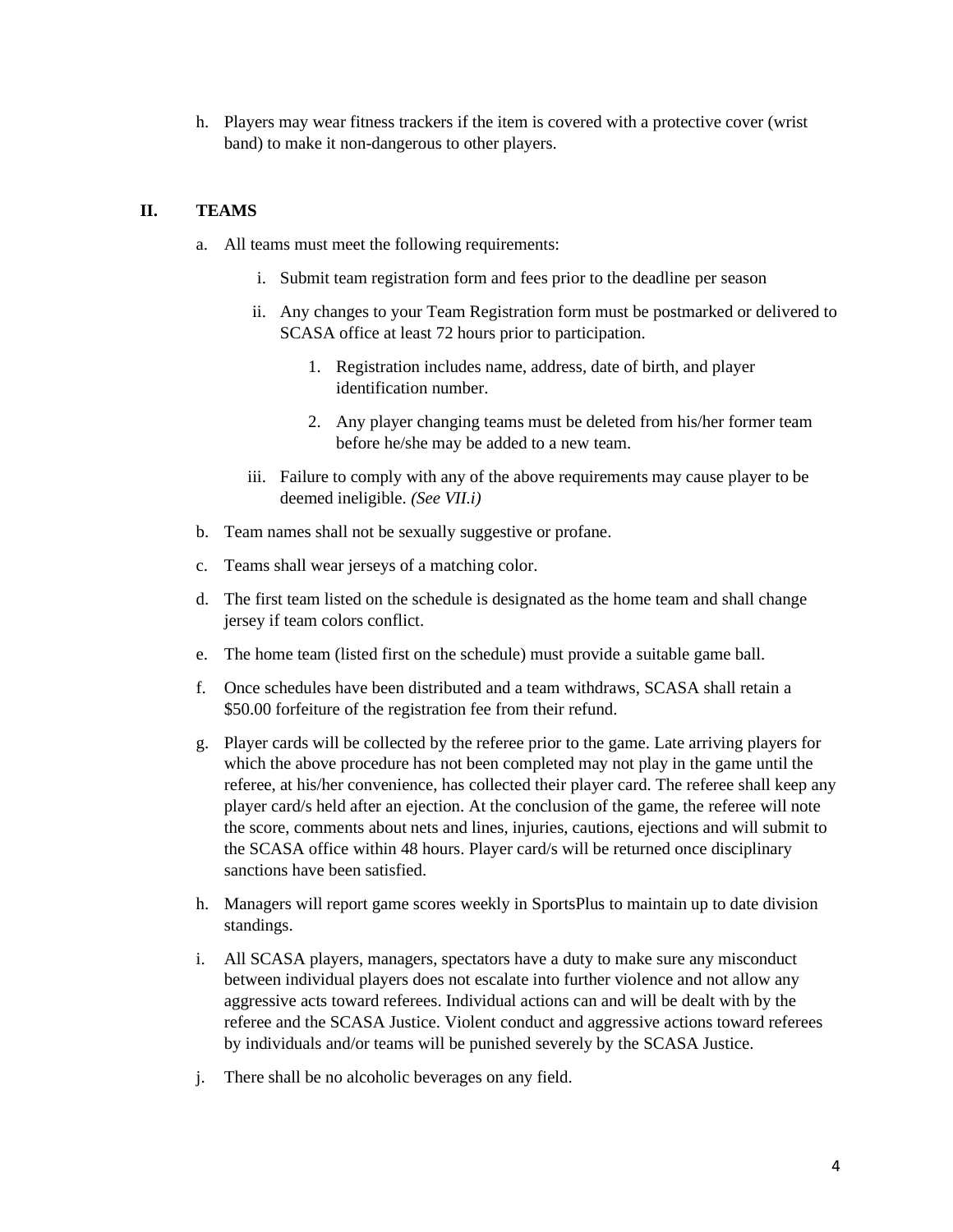h. Players may wear fitness trackers if the item is covered with a protective cover (wrist band) to make it non-dangerous to other players.

## II. TEAMS

a. All teams must meet the following requirements:

   i. Submit team registration form and fees prior to the deadline per season

   ii. Any changes to your Team Registration form must be postmarked or delivered to SCASA office at least 72 hours prior to participation.

      1. Registration includes name, address, date of birth, and player identification number.

      2. Any player changing teams must be deleted from his/her former team before he/she may be added to a new team.

   iii. Failure to comply with any of the above requirements may cause player to be deemed ineligible. *(See VII.i)*

b. Team names shall not be sexually suggestive or profane.

c. Teams shall wear jerseys of a matching color.

d. The first team listed on the schedule is designated as the home team and shall change jersey if team colors conflict.

e. The home team (listed first on the schedule) must provide a suitable game ball.

f. Once schedules have been distributed and a team withdraws, SCASA shall retain a $50.00 forfeiture of the registration fee from their refund.

g. Player cards will be collected by the referee prior to the game. Late arriving players for which the above procedure has not been completed may not play in the game until the referee, at his/her convenience, has collected their player card. The referee shall keep any player card/s held after an ejection. At the conclusion of the game, the referee will note the score, comments about nets and lines, injuries, cautions, ejections and will submit to the SCASA office within 48 hours. Player card/s will be returned once disciplinary sanctions have been satisfied.

h. Managers will report game scores weekly in SportsPlus to maintain up to date division standings.

i. All SCASA players, managers, spectators have a duty to make sure any misconduct between individual players does not escalate into further violence and not allow any aggressive acts toward referees. Individual actions can and will be dealt with by the referee and the SCASA Justice. Violent conduct and aggressive actions toward referees by individuals and/or teams will be punished severely by the SCASA Justice.

j. There shall be no alcoholic beverages on any field.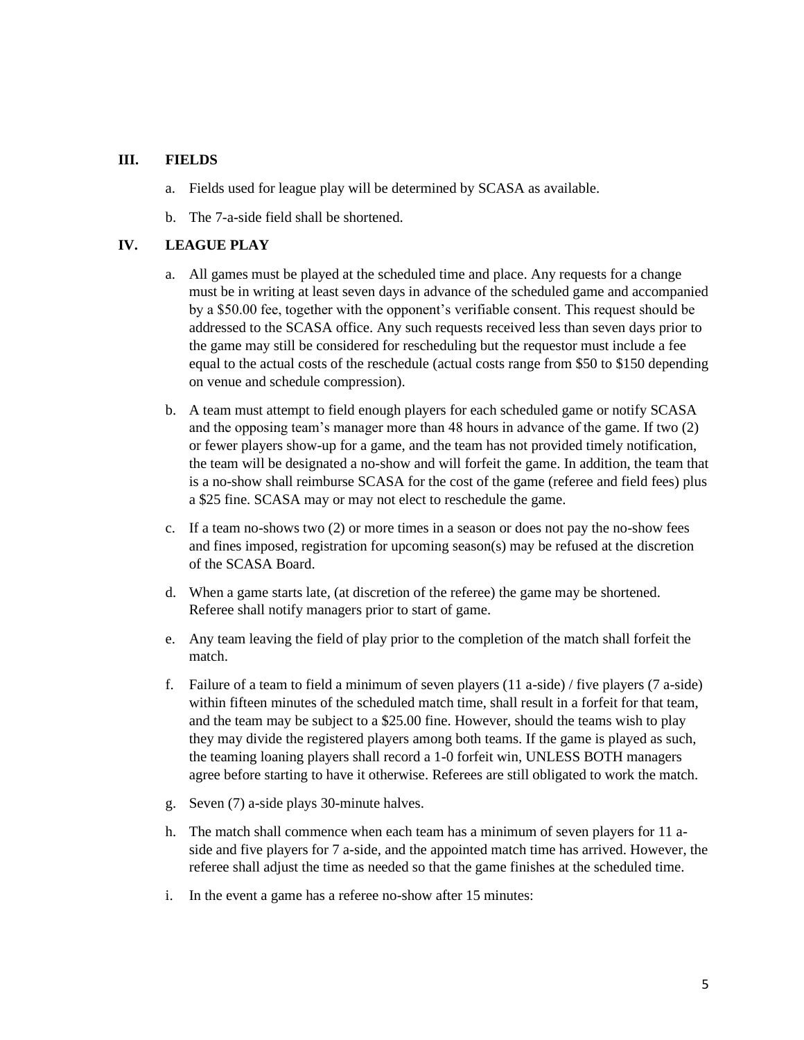## III. FIELDS

a. Fields used for league play will be determined by SCASA as available.

b. The 7-a-side field shall be shortened.

## IV. LEAGUE PLAY

a. All games must be played at the scheduled time and place. Any requests for a change must be in writing at least seven days in advance of the scheduled game and accompanied by a $50.00 fee, together with the opponent's verifiable consent. This request should be addressed to the SCASA office. Any such requests received less than seven days prior to the game may still be considered for rescheduling but the requestor must include a fee equal to the actual costs of the reschedule (actual costs range from $50 to $150 depending on venue and schedule compression).

b. A team must attempt to field enough players for each scheduled game or notify SCASA and the opposing team's manager more than 48 hours in advance of the game. If two (2) or fewer players show-up for a game, and the team has not provided timely notification, the team will be designated a no-show and will forfeit the game. In addition, the team that is a no-show shall reimburse SCASA for the cost of the game (referee and field fees) plus a $25 fine. SCASA may or may not elect to reschedule the game.

c. If a team no-shows two (2) or more times in a season or does not pay the no-show fees and fines imposed, registration for upcoming season(s) may be refused at the discretion of the SCASA Board.

d. When a game starts late, (at discretion of the referee) the game may be shortened. Referee shall notify managers prior to start of game.

e. Any team leaving the field of play prior to the completion of the match shall forfeit the match.

f. Failure of a team to field a minimum of seven players (11 a-side) / five players (7 a-side) within fifteen minutes of the scheduled match time, shall result in a forfeit for that team, and the team may be subject to a $25.00 fine. However, should the teams wish to play they may divide the registered players among both teams. If the game is played as such, the teaming loaning players shall record a 1-0 forfeit win, UNLESS BOTH managers agree before starting to have it otherwise. Referees are still obligated to work the match.

g. Seven (7) a-side plays 30-minute halves.

h. The match shall commence when each team has a minimum of seven players for 11 a-side and five players for 7 a-side, and the appointed match time has arrived. However, the referee shall adjust the time as needed so that the game finishes at the scheduled time.

i. In the event a game has a referee no-show after 15 minutes: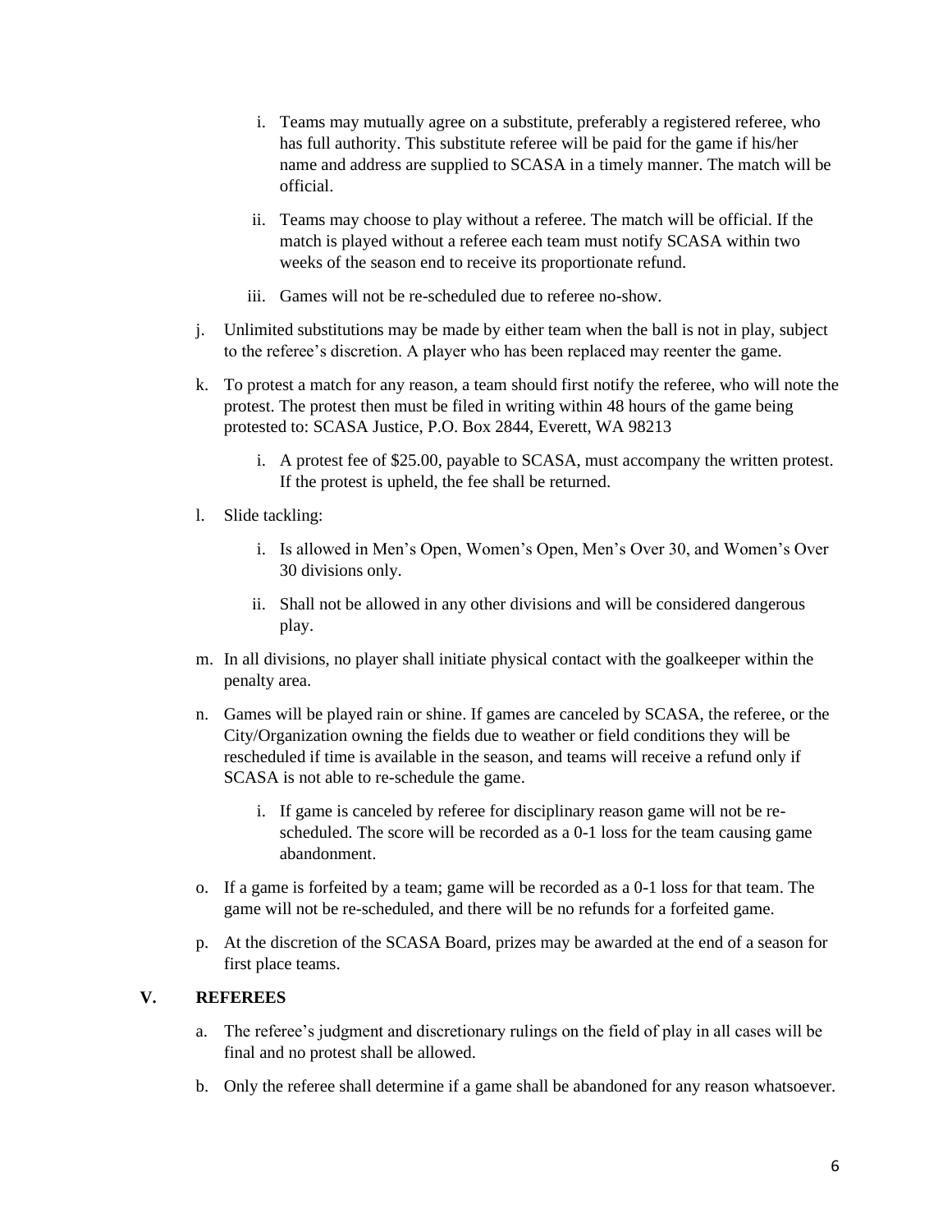i. Teams may mutually agree on a substitute, preferably a registered referee, who has full authority. This substitute referee will be paid for the game if his/her name and address are supplied to SCASA in a timely manner. The match will be official.

ii. Teams may choose to play without a referee. The match will be official. If the match is played without a referee each team must notify SCASA within two weeks of the season end to receive its proportionate refund.

iii. Games will not be re-scheduled due to referee no-show.

j. Unlimited substitutions may be made by either team when the ball is not in play, subject to the referee's discretion. A player who has been replaced may reenter the game.

k. To protest a match for any reason, a team should first notify the referee, who will note the protest. The protest then must be filed in writing within 48 hours of the game being protested to: SCASA Justice, P.O. Box 2844, Everett, WA 98213

   i. A protest fee of $25.00, payable to SCASA, must accompany the written protest. If the protest is upheld, the fee shall be returned.

l. Slide tackling:

   i. Is allowed in Men's Open, Women's Open, Men's Over 30, and Women's Over 30 divisions only.

   ii. Shall not be allowed in any other divisions and will be considered dangerous play.

m. In all divisions, no player shall initiate physical contact with the goalkeeper within the penalty area.

n. Games will be played rain or shine. If games are canceled by SCASA, the referee, or the City/Organization owning the fields due to weather or field conditions they will be rescheduled if time is available in the season, and teams will receive a refund only if SCASA is not able to re-schedule the game.

   i. If game is canceled by referee for disciplinary reason game will not be re-scheduled. The score will be recorded as a 0-1 loss for the team causing game abandonment.

o. If a game is forfeited by a team; game will be recorded as a 0-1 loss for that team. The game will not be re-scheduled, and there will be no refunds for a forfeited game.

p. At the discretion of the SCASA Board, prizes may be awarded at the end of a season for first place teams.

## V. REFEREES

a. The referee's judgment and discretionary rulings on the field of play in all cases will be final and no protest shall be allowed.

b. Only the referee shall determine if a game shall be abandoned for any reason whatsoever.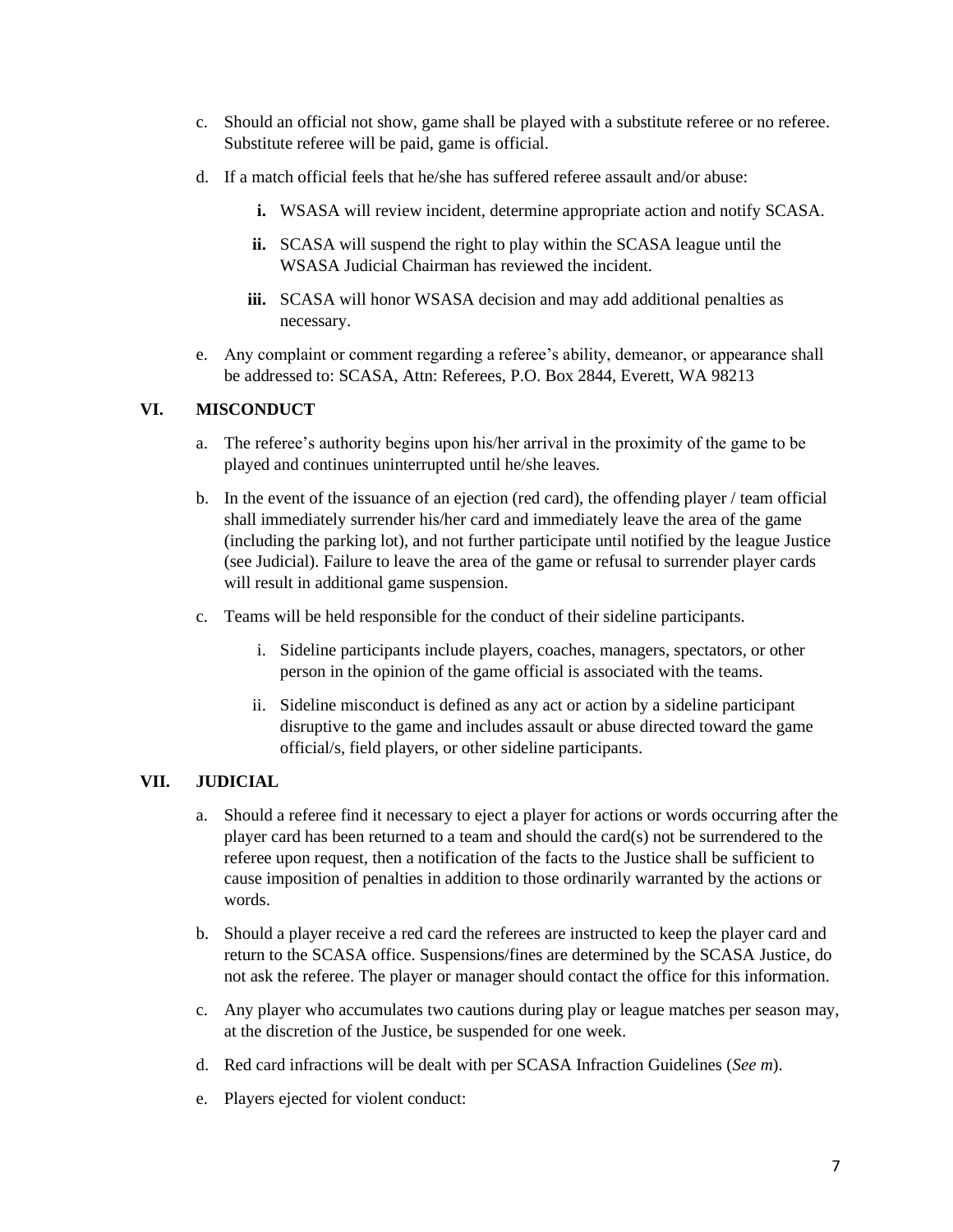c. Should an official not show, game shall be played with a substitute referee or no referee. Substitute referee will be paid, game is official.

d. If a match official feels that he/she has suffered referee assault and/or abuse:

   **i.** WSASA will review incident, determine appropriate action and notify SCASA.

   **ii.** SCASA will suspend the right to play within the SCASA league until the WSASA Judicial Chairman has reviewed the incident.

   **iii.** SCASA will honor WSASA decision and may add additional penalties as necessary.

e. Any complaint or comment regarding a referee's ability, demeanor, or appearance shall be addressed to: SCASA, Attn: Referees, P.O. Box 2844, Everett, WA 98213

## VI. MISCONDUCT

a. The referee's authority begins upon his/her arrival in the proximity of the game to be played and continues uninterrupted until he/she leaves.

b. In the event of the issuance of an ejection (red card), the offending player / team official shall immediately surrender his/her card and immediately leave the area of the game (including the parking lot), and not further participate until notified by the league Justice (see Judicial). Failure to leave the area of the game or refusal to surrender player cards will result in additional game suspension.

c. Teams will be held responsible for the conduct of their sideline participants.

   i. Sideline participants include players, coaches, managers, spectators, or other person in the opinion of the game official is associated with the teams.

   ii. Sideline misconduct is defined as any act or action by a sideline participant disruptive to the game and includes assault or abuse directed toward the game official/s, field players, or other sideline participants.

## VII. JUDICIAL

a. Should a referee find it necessary to eject a player for actions or words occurring after the player card has been returned to a team and should the card(s) not be surrendered to the referee upon request, then a notification of the facts to the Justice shall be sufficient to cause imposition of penalties in addition to those ordinarily warranted by the actions or words.

b. Should a player receive a red card the referees are instructed to keep the player card and return to the SCASA office. Suspensions/fines are determined by the SCASA Justice, do not ask the referee. The player or manager should contact the office for this information.

c. Any player who accumulates two cautions during play or league matches per season may, at the discretion of the Justice, be suspended for one week.

d. Red card infractions will be dealt with per SCASA Infraction Guidelines (*See m*).

e. Players ejected for violent conduct: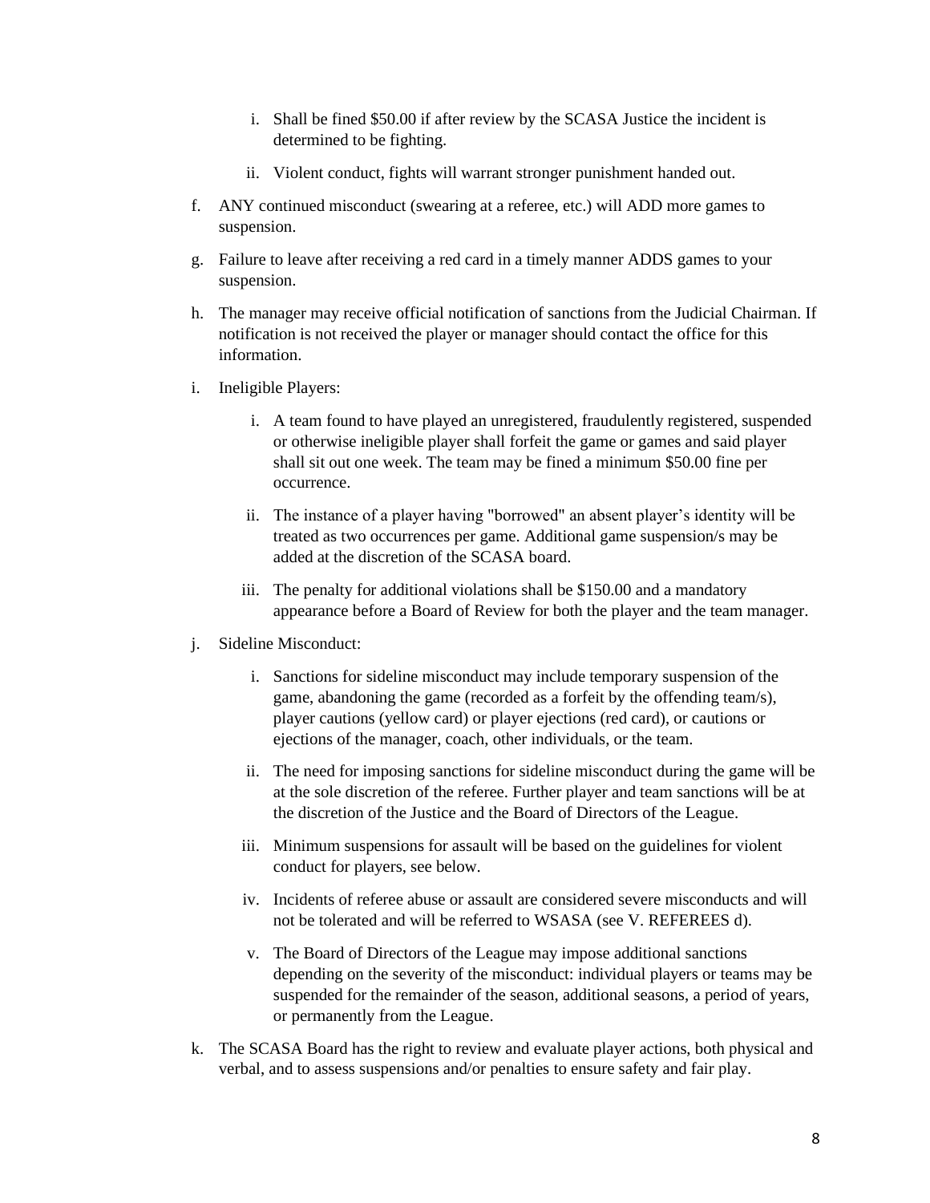i. Shall be fined $50.00 if after review by the SCASA Justice the incident is determined to be fighting.

   ii. Violent conduct, fights will warrant stronger punishment handed out.

f. ANY continued misconduct (swearing at a referee, etc.) will ADD more games to suspension.

g. Failure to leave after receiving a red card in a timely manner ADDS games to your suspension.

h. The manager may receive official notification of sanctions from the Judicial Chairman. If notification is not received the player or manager should contact the office for this information.

i. Ineligible Players:

   i. A team found to have played an unregistered, fraudulently registered, suspended or otherwise ineligible player shall forfeit the game or games and said player shall sit out one week. The team may be fined a minimum $50.00 fine per occurrence.

   ii. The instance of a player having "borrowed" an absent player's identity will be treated as two occurrences per game. Additional game suspension/s may be added at the discretion of the SCASA board.

   iii. The penalty for additional violations shall be $150.00 and a mandatory appearance before a Board of Review for both the player and the team manager.

j. Sideline Misconduct:

   i. Sanctions for sideline misconduct may include temporary suspension of the game, abandoning the game (recorded as a forfeit by the offending team/s), player cautions (yellow card) or player ejections (red card), or cautions or ejections of the manager, coach, other individuals, or the team.

   ii. The need for imposing sanctions for sideline misconduct during the game will be at the sole discretion of the referee. Further player and team sanctions will be at the discretion of the Justice and the Board of Directors of the League.

   iii. Minimum suspensions for assault will be based on the guidelines for violent conduct for players, see below.

   iv. Incidents of referee abuse or assault are considered severe misconducts and will not be tolerated and will be referred to WSASA (see V. REFEREES d).

   v. The Board of Directors of the League may impose additional sanctions depending on the severity of the misconduct: individual players or teams may be suspended for the remainder of the season, additional seasons, a period of years, or permanently from the League.

k. The SCASA Board has the right to review and evaluate player actions, both physical and verbal, and to assess suspensions and/or penalties to ensure safety and fair play.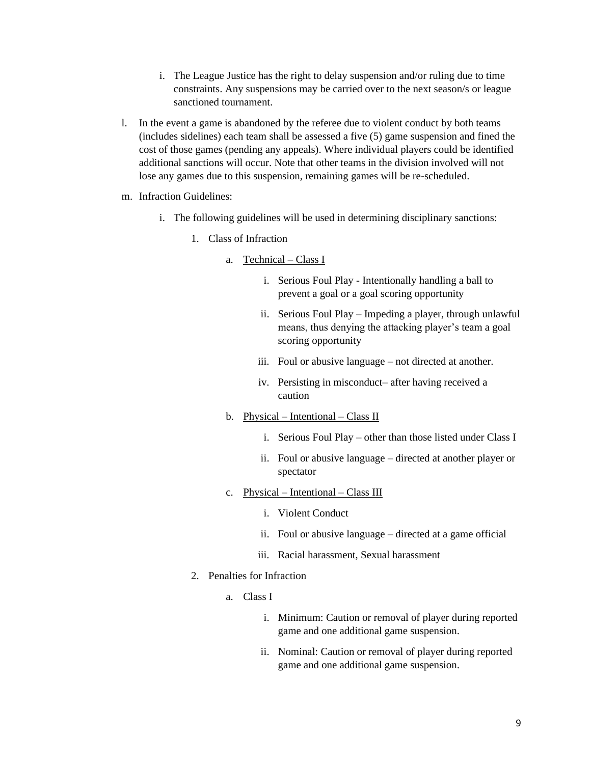i. The League Justice has the right to delay suspension and/or ruling due to time constraints. Any suspensions may be carried over to the next season/s or league sanctioned tournament.

l. In the event a game is abandoned by the referee due to violent conduct by both teams (includes sidelines) each team shall be assessed a five (5) game suspension and fined the cost of those games (pending any appeals). Where individual players could be identified additional sanctions will occur. Note that other teams in the division involved will not lose any games due to this suspension, remaining games will be re-scheduled.

m. Infraction Guidelines:

   i. The following guidelines will be used in determining disciplinary sanctions:

      1. Class of Infraction

         a. <u>Technical – Class I</u>

            i. Serious Foul Play - Intentionally handling a ball to prevent a goal or a goal scoring opportunity

            ii. Serious Foul Play – Impeding a player, through unlawful means, thus denying the attacking player's team a goal scoring opportunity

            iii. Foul or abusive language – not directed at another.

            iv. Persisting in misconduct– after having received a caution

         b. <u>Physical – Intentional – Class II</u>

            i. Serious Foul Play – other than those listed under Class I

            ii. Foul or abusive language – directed at another player or spectator

         c. <u>Physical – Intentional – Class III</u>

            i. Violent Conduct

            ii. Foul or abusive language – directed at a game official

            iii. Racial harassment, Sexual harassment

      2. Penalties for Infraction

         a. Class I

            i. Minimum: Caution or removal of player during reported game and one additional game suspension.

            ii. Nominal: Caution or removal of player during reported game and one additional game suspension.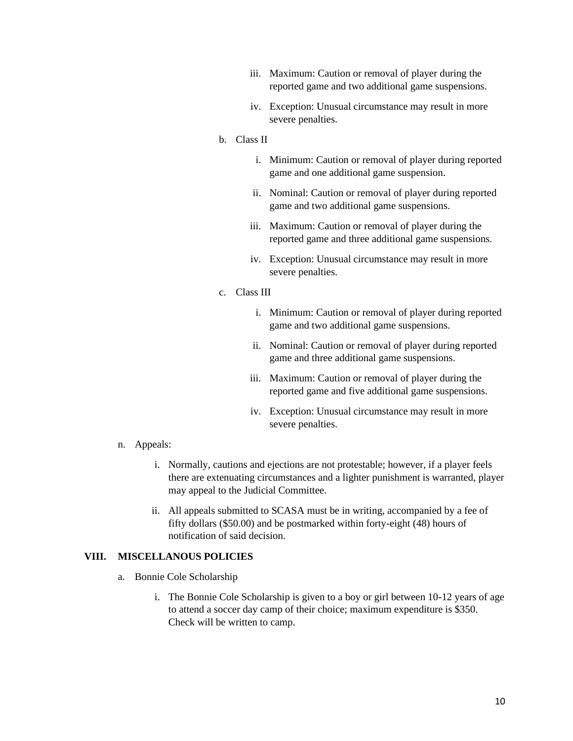iii. Maximum: Caution or removal of player during the reported game and two additional game suspensions.

   iv. Exception: Unusual circumstance may result in more severe penalties.

b. Class II

   i. Minimum: Caution or removal of player during reported game and one additional game suspension.

   ii. Nominal: Caution or removal of player during reported game and two additional game suspensions.

   iii. Maximum: Caution or removal of player during the reported game and three additional game suspensions.

   iv. Exception: Unusual circumstance may result in more severe penalties.

c. Class III

   i. Minimum: Caution or removal of player during reported game and two additional game suspensions.

   ii. Nominal: Caution or removal of player during reported game and three additional game suspensions.

   iii. Maximum: Caution or removal of player during the reported game and five additional game suspensions.

   iv. Exception: Unusual circumstance may result in more severe penalties.

n. Appeals:

   i. Normally, cautions and ejections are not protestable; however, if a player feels there are extenuating circumstances and a lighter punishment is warranted, player may appeal to the Judicial Committee.

   ii. All appeals submitted to SCASA must be in writing, accompanied by a fee of fifty dollars ($50.00) and be postmarked within forty-eight (48) hours of notification of said decision.

## VIII. MISCELLANOUS POLICIES

a. Bonnie Cole Scholarship

   i. The Bonnie Cole Scholarship is given to a boy or girl between 10-12 years of age to attend a soccer day camp of their choice; maximum expenditure is $350. Check will be written to camp.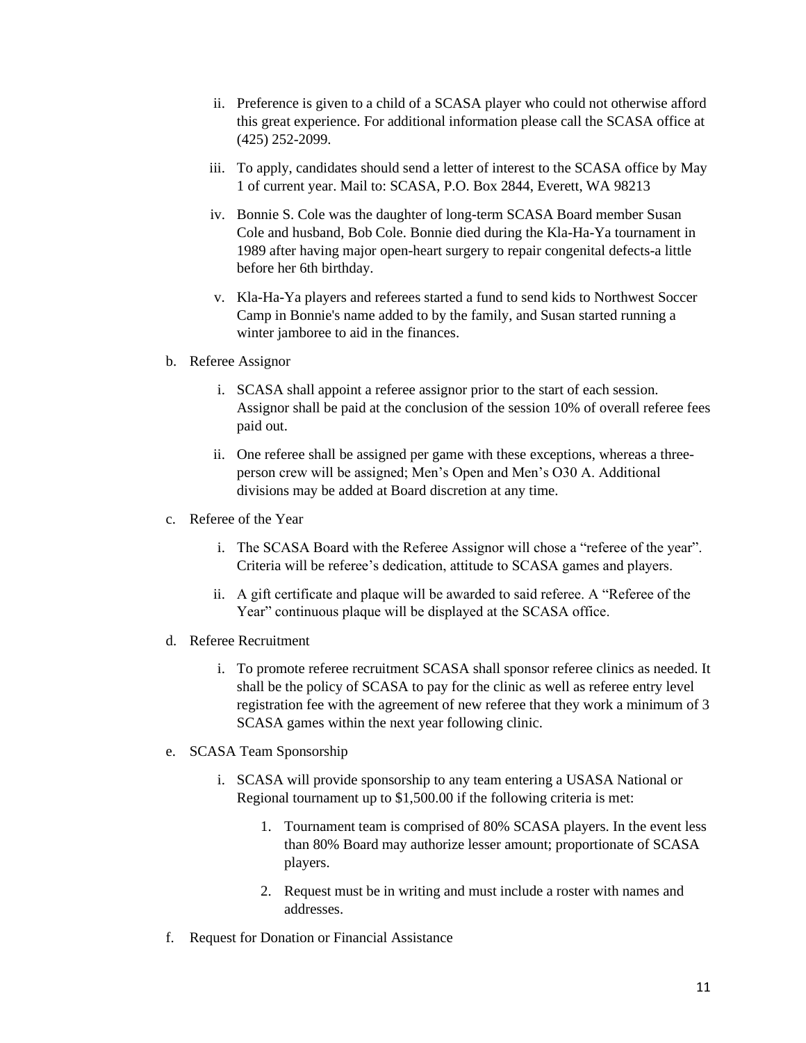ii. Preference is given to a child of a SCASA player who could not otherwise afford this great experience. For additional information please call the SCASA office at (425) 252-2099.

iii. To apply, candidates should send a letter of interest to the SCASA office by May 1 of current year. Mail to: SCASA, P.O. Box 2844, Everett, WA 98213

iv. Bonnie S. Cole was the daughter of long-term SCASA Board member Susan Cole and husband, Bob Cole. Bonnie died during the Kla-Ha-Ya tournament in 1989 after having major open-heart surgery to repair congenital defects-a little before her 6th birthday.

v. Kla-Ha-Ya players and referees started a fund to send kids to Northwest Soccer Camp in Bonnie's name added to by the family, and Susan started running a winter jamboree to aid in the finances.

b. Referee Assignor

   i. SCASA shall appoint a referee assignor prior to the start of each session. Assignor shall be paid at the conclusion of the session 10% of overall referee fees paid out.

   ii. One referee shall be assigned per game with these exceptions, whereas a three-person crew will be assigned; Men's Open and Men's O30 A. Additional divisions may be added at Board discretion at any time.

c. Referee of the Year

   i. The SCASA Board with the Referee Assignor will chose a "referee of the year". Criteria will be referee's dedication, attitude to SCASA games and players.

   ii. A gift certificate and plaque will be awarded to said referee. A "Referee of the Year" continuous plaque will be displayed at the SCASA office.

d. Referee Recruitment

   i. To promote referee recruitment SCASA shall sponsor referee clinics as needed. It shall be the policy of SCASA to pay for the clinic as well as referee entry level registration fee with the agreement of new referee that they work a minimum of 3 SCASA games within the next year following clinic.

e. SCASA Team Sponsorship

   i. SCASA will provide sponsorship to any team entering a USASA National or Regional tournament up to $1,500.00 if the following criteria is met:

      1. Tournament team is comprised of 80% SCASA players. In the event less than 80% Board may authorize lesser amount; proportionate of SCASA players.

      2. Request must be in writing and must include a roster with names and addresses.

f. Request for Donation or Financial Assistance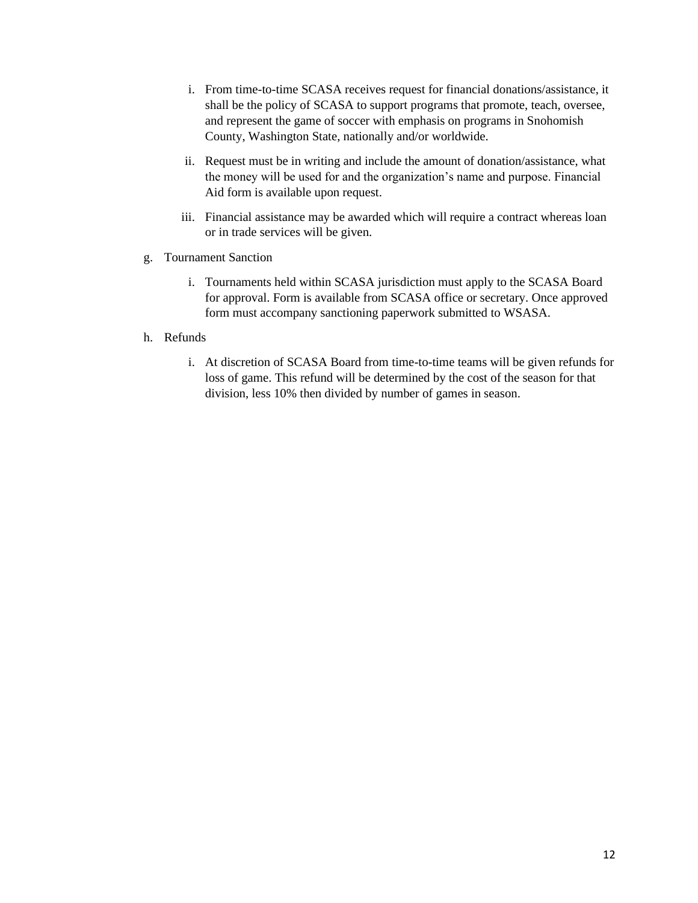i. From time-to-time SCASA receives request for financial donations/assistance, it shall be the policy of SCASA to support programs that promote, teach, oversee, and represent the game of soccer with emphasis on programs in Snohomish County, Washington State, nationally and/or worldwide.

   ii. Request must be in writing and include the amount of donation/assistance, what the money will be used for and the organization's name and purpose. Financial Aid form is available upon request.

   iii. Financial assistance may be awarded which will require a contract whereas loan or in trade services will be given.

g. Tournament Sanction

   i. Tournaments held within SCASA jurisdiction must apply to the SCASA Board for approval. Form is available from SCASA office or secretary. Once approved form must accompany sanctioning paperwork submitted to WSASA.

h. Refunds

   i. At discretion of SCASA Board from time-to-time teams will be given refunds for loss of game. This refund will be determined by the cost of the season for that division, less 10% then divided by number of games in season.